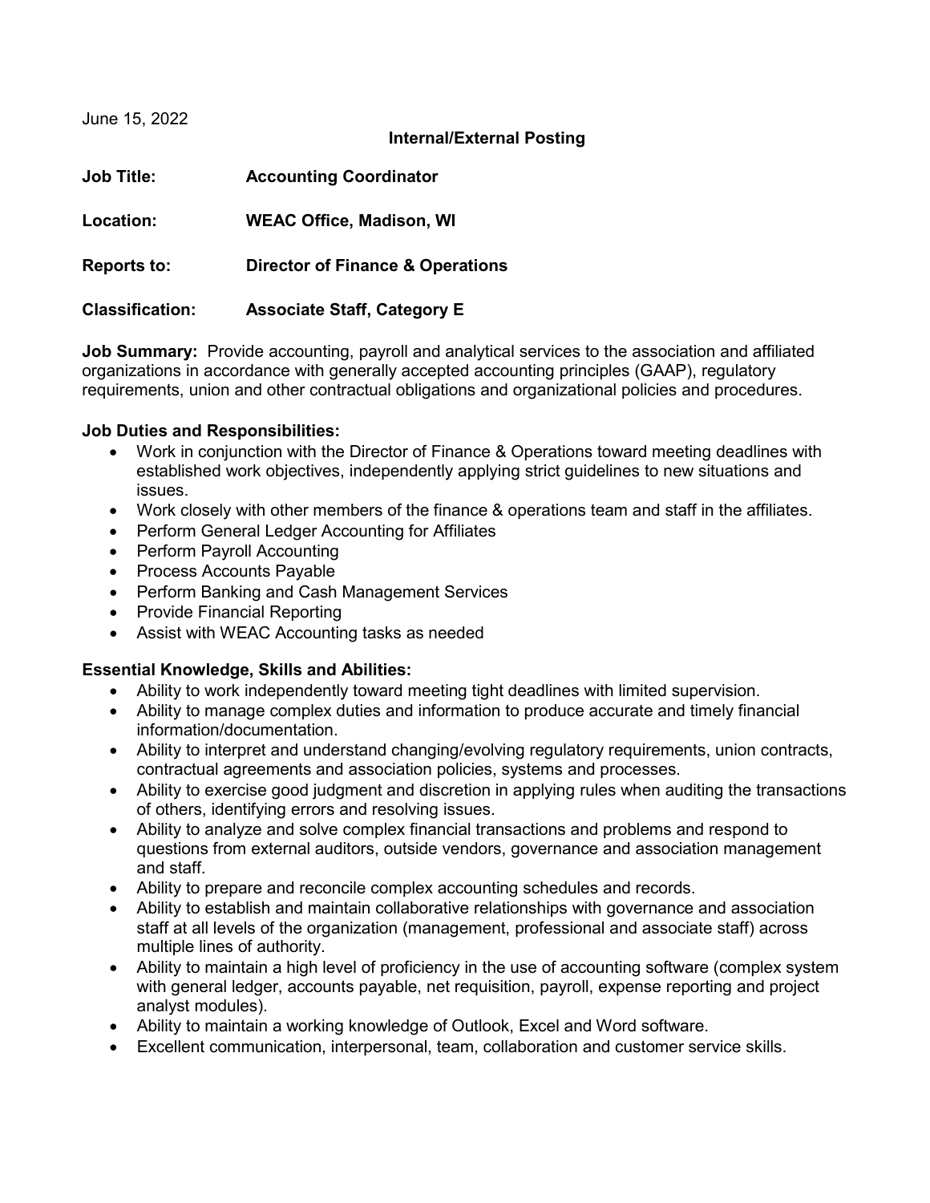June 15, 2022

**Internal/External Posting**

**Job Title:** **Accounting Coordinator**

**Location:** **WEAC Office, Madison, WI**

**Reports to:** **Director of Finance & Operations**

**Classification:** **Associate Staff, Category E**

**Job Summary:** Provide accounting, payroll and analytical services to the association and affiliated organizations in accordance with generally accepted accounting principles (GAAP), regulatory requirements, union and other contractual obligations and organizational policies and procedures.

**Job Duties and Responsibilities:**

- Work in conjunction with the Director of Finance & Operations toward meeting deadlines with established work objectives, independently applying strict guidelines to new situations and issues.
- Work closely with other members of the finance & operations team and staff in the affiliates.
- Perform General Ledger Accounting for Affiliates
- Perform Payroll Accounting
- Process Accounts Payable
- Perform Banking and Cash Management Services
- Provide Financial Reporting
- Assist with WEAC Accounting tasks as needed

**Essential Knowledge, Skills and Abilities:**

- Ability to work independently toward meeting tight deadlines with limited supervision.
- Ability to manage complex duties and information to produce accurate and timely financial information/documentation.
- Ability to interpret and understand changing/evolving regulatory requirements, union contracts, contractual agreements and association policies, systems and processes.
- Ability to exercise good judgment and discretion in applying rules when auditing the transactions of others, identifying errors and resolving issues.
- Ability to analyze and solve complex financial transactions and problems and respond to questions from external auditors, outside vendors, governance and association management and staff.
- Ability to prepare and reconcile complex accounting schedules and records.
- Ability to establish and maintain collaborative relationships with governance and association staff at all levels of the organization (management, professional and associate staff) across multiple lines of authority.
- Ability to maintain a high level of proficiency in the use of accounting software (complex system with general ledger, accounts payable, net requisition, payroll, expense reporting and project analyst modules).
- Ability to maintain a working knowledge of Outlook, Excel and Word software.
- Excellent communication, interpersonal, team, collaboration and customer service skills.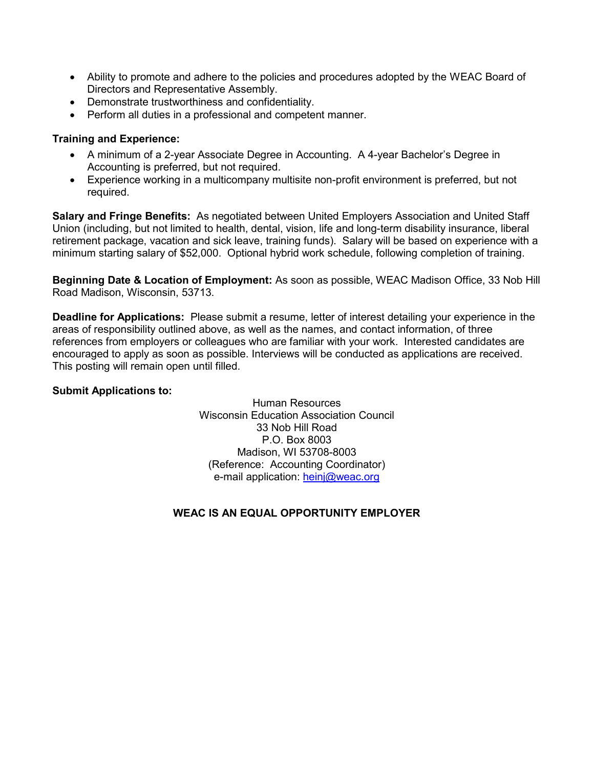- Ability to promote and adhere to the policies and procedures adopted by the WEAC Board of Directors and Representative Assembly.
- Demonstrate trustworthiness and confidentiality.
- Perform all duties in a professional and competent manner.

**Training and Experience:**

- A minimum of a 2-year Associate Degree in Accounting. A 4-year Bachelor's Degree in Accounting is preferred, but not required.
- Experience working in a multicompany multisite non-profit environment is preferred, but not required.

**Salary and Fringe Benefits:** As negotiated between United Employers Association and United Staff Union (including, but not limited to health, dental, vision, life and long-term disability insurance, liberal retirement package, vacation and sick leave, training funds). Salary will be based on experience with a minimum starting salary of $52,000. Optional hybrid work schedule, following completion of training.

**Beginning Date & Location of Employment:** As soon as possible, WEAC Madison Office, 33 Nob Hill Road Madison, Wisconsin, 53713.

**Deadline for Applications:** Please submit a resume, letter of interest detailing your experience in the areas of responsibility outlined above, as well as the names, and contact information, of three references from employers or colleagues who are familiar with your work. Interested candidates are encouraged to apply as soon as possible. Interviews will be conducted as applications are received. This posting will remain open until filled.

**Submit Applications to:**

Human Resources
Wisconsin Education Association Council
33 Nob Hill Road
P.O. Box 8003
Madison, WI 53708-8003
(Reference: Accounting Coordinator)
e-mail application: heinj@weac.org

**WEAC IS AN EQUAL OPPORTUNITY EMPLOYER**